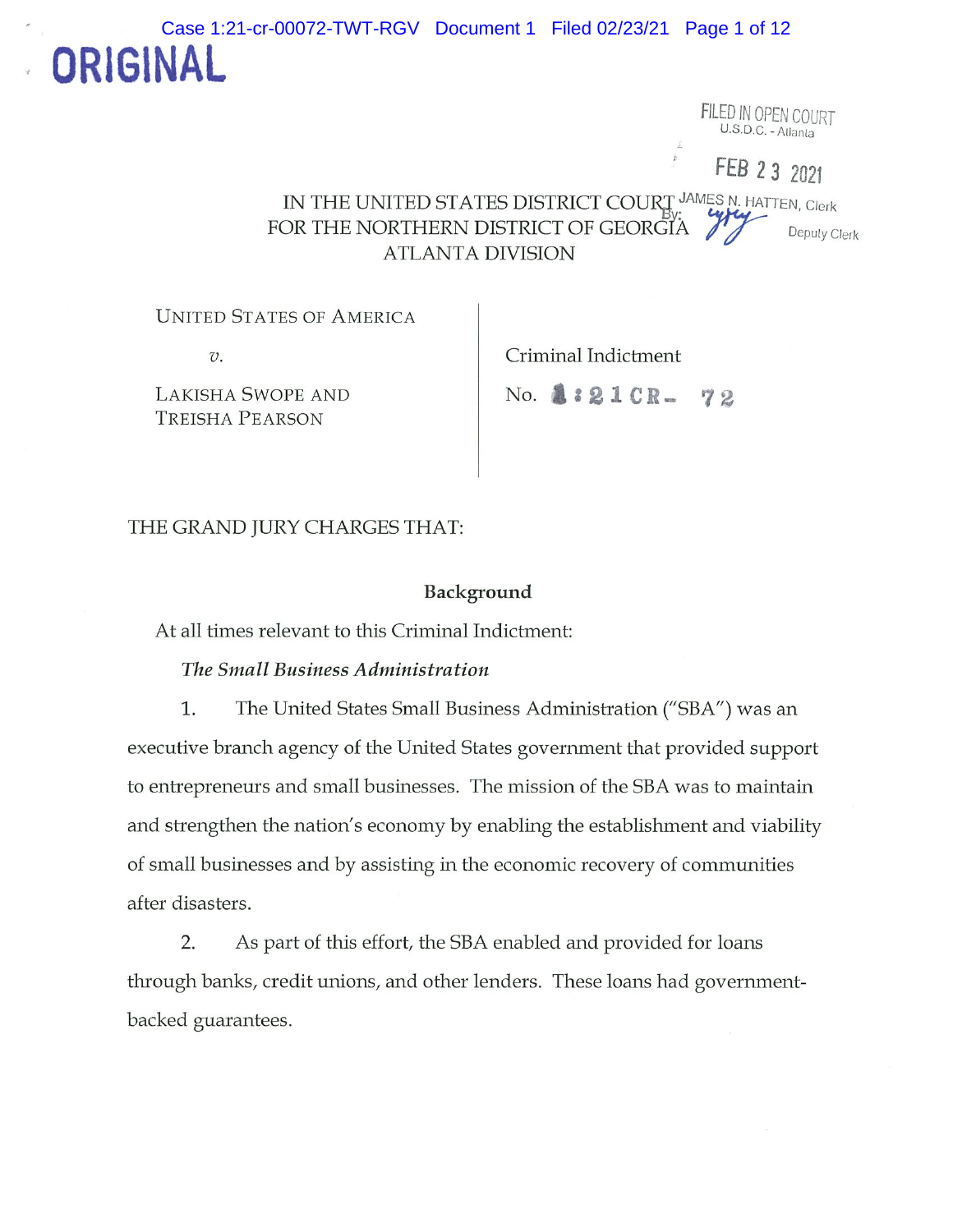ORIGINAL

FILED IN OPEN COURT
U.S.D.C. - Atlanta

FEB 23 2021

JAMES N. HATTEN, Clerk
By: Deputy Clerk

IN THE UNITED STATES DISTRICT COURT
FOR THE NORTHERN DISTRICT OF GEORGIA
ATLANTA DIVISION

| | |
|---|---|
| UNITED STATES OF AMERICA<br><br>*v.*<br><br>LAKISHA SWOPE AND<br>TREISHA PEARSON | Criminal Indictment<br><br>No. 1:21CR- 72 |

THE GRAND JURY CHARGES THAT:

## Background

At all times relevant to this Criminal Indictment:

***The Small Business Administration***

1. The United States Small Business Administration ("SBA") was an executive branch agency of the United States government that provided support to entrepreneurs and small businesses. The mission of the SBA was to maintain and strengthen the nation's economy by enabling the establishment and viability of small businesses and by assisting in the economic recovery of communities after disasters.

2. As part of this effort, the SBA enabled and provided for loans through banks, credit unions, and other lenders. These loans had government-backed guarantees.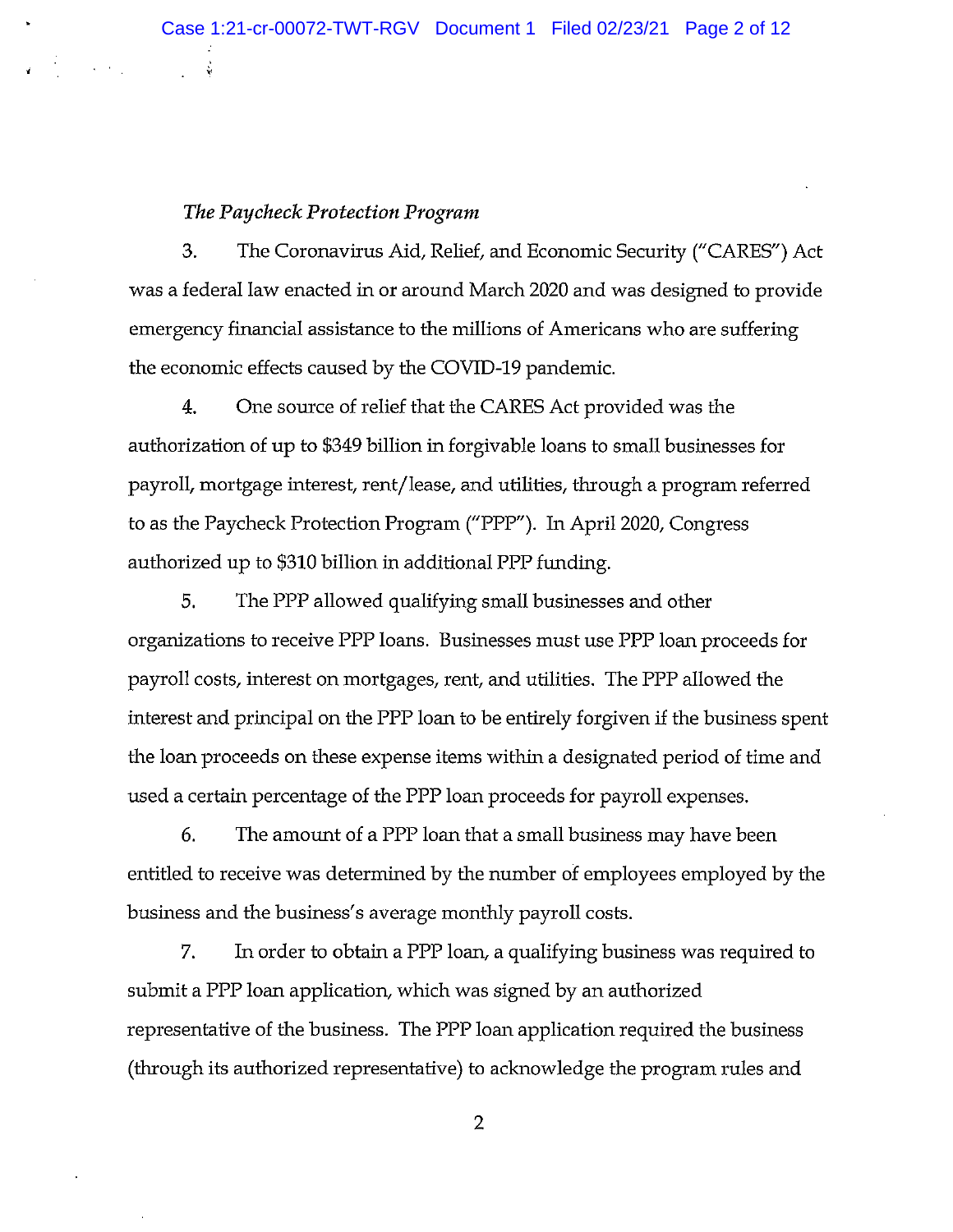*The Paycheck Protection Program*

3. The Coronavirus Aid, Relief, and Economic Security ("CARES") Act was a federal law enacted in or around March 2020 and was designed to provide emergency financial assistance to the millions of Americans who are suffering the economic effects caused by the COVID-19 pandemic.

4. One source of relief that the CARES Act provided was the authorization of up to $349 billion in forgivable loans to small businesses for payroll, mortgage interest, rent/lease, and utilities, through a program referred to as the Paycheck Protection Program ("PPP"). In April 2020, Congress authorized up to $310 billion in additional PPP funding.

5. The PPP allowed qualifying small businesses and other organizations to receive PPP loans. Businesses must use PPP loan proceeds for payroll costs, interest on mortgages, rent, and utilities. The PPP allowed the interest and principal on the PPP loan to be entirely forgiven if the business spent the loan proceeds on these expense items within a designated period of time and used a certain percentage of the PPP loan proceeds for payroll expenses.

6. The amount of a PPP loan that a small business may have been entitled to receive was determined by the number of employees employed by the business and the business's average monthly payroll costs.

7. In order to obtain a PPP loan, a qualifying business was required to submit a PPP loan application, which was signed by an authorized representative of the business. The PPP loan application required the business (through its authorized representative) to acknowledge the program rules and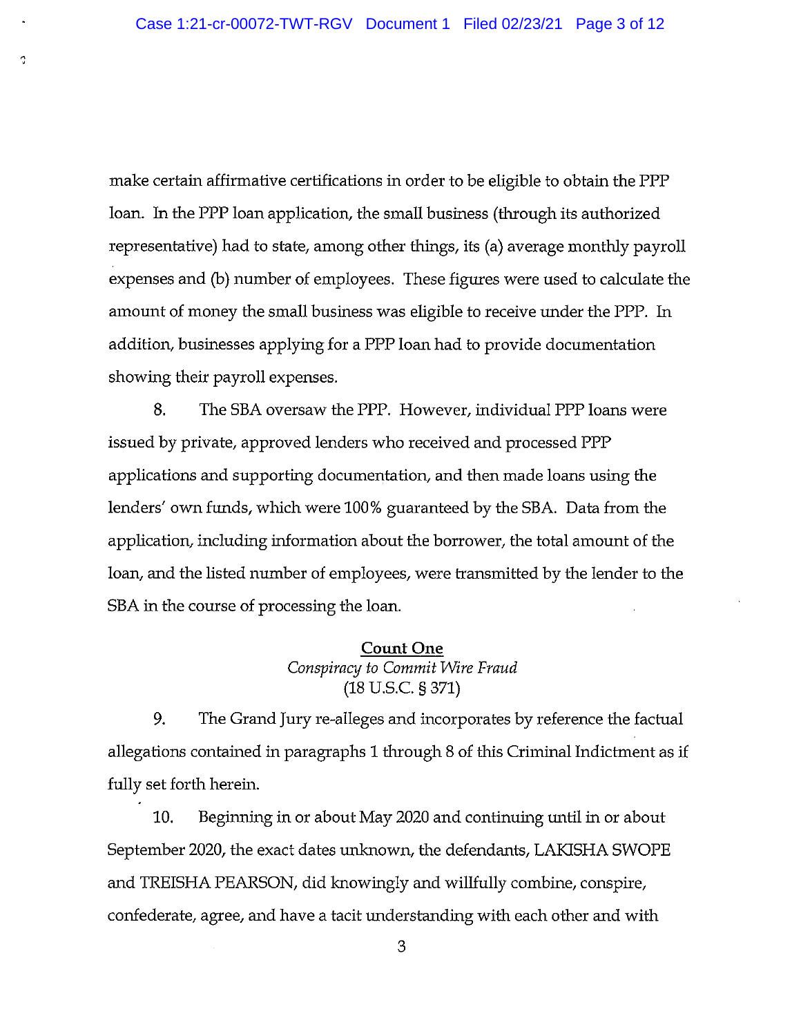make certain affirmative certifications in order to be eligible to obtain the PPP loan. In the PPP loan application, the small business (through its authorized representative) had to state, among other things, its (a) average monthly payroll expenses and (b) number of employees. These figures were used to calculate the amount of money the small business was eligible to receive under the PPP. In addition, businesses applying for a PPP loan had to provide documentation showing their payroll expenses.

8. The SBA oversaw the PPP. However, individual PPP loans were issued by private, approved lenders who received and processed PPP applications and supporting documentation, and then made loans using the lenders' own funds, which were 100% guaranteed by the SBA. Data from the application, including information about the borrower, the total amount of the loan, and the listed number of employees, were transmitted by the lender to the SBA in the course of processing the loan.

**Count One**
*Conspiracy to Commit Wire Fraud*
(18 U.S.C. § 371)

9. The Grand Jury re-alleges and incorporates by reference the factual allegations contained in paragraphs 1 through 8 of this Criminal Indictment as if fully set forth herein.

10. Beginning in or about May 2020 and continuing until in or about September 2020, the exact dates unknown, the defendants, LAKISHA SWOPE and TREISHA PEARSON, did knowingly and willfully combine, conspire, confederate, agree, and have a tacit understanding with each other and with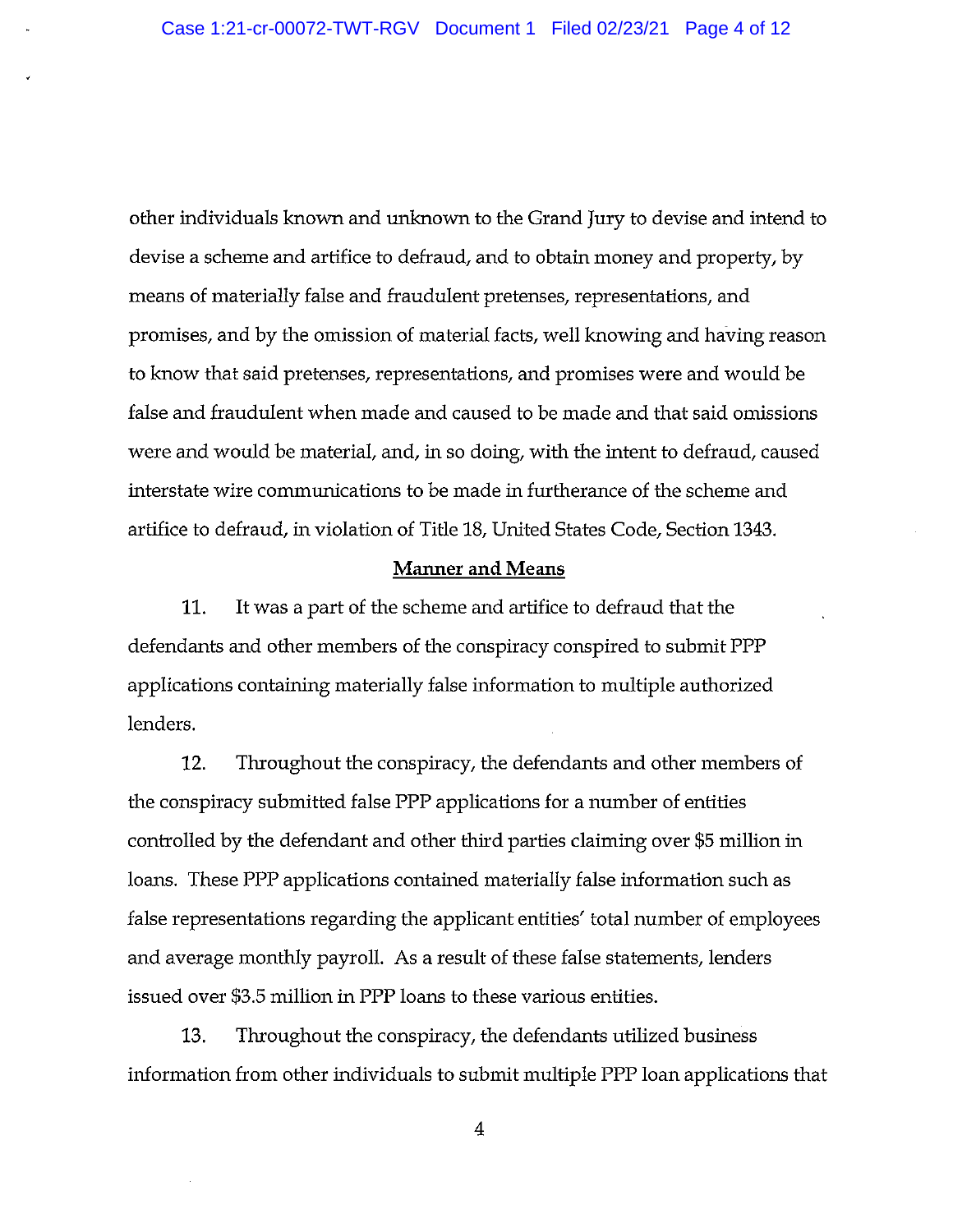other individuals known and unknown to the Grand Jury to devise and intend to devise a scheme and artifice to defraud, and to obtain money and property, by means of materially false and fraudulent pretenses, representations, and promises, and by the omission of material facts, well knowing and having reason to know that said pretenses, representations, and promises were and would be false and fraudulent when made and caused to be made and that said omissions were and would be material, and, in so doing, with the intent to defraud, caused interstate wire communications to be made in furtherance of the scheme and artifice to defraud, in violation of Title 18, United States Code, Section 1343.

## Manner and Means

11. It was a part of the scheme and artifice to defraud that the defendants and other members of the conspiracy conspired to submit PPP applications containing materially false information to multiple authorized lenders.

12. Throughout the conspiracy, the defendants and other members of the conspiracy submitted false PPP applications for a number of entities controlled by the defendant and other third parties claiming over $5 million in loans. These PPP applications contained materially false information such as false representations regarding the applicant entities' total number of employees and average monthly payroll. As a result of these false statements, lenders issued over $3.5 million in PPP loans to these various entities.

13. Throughout the conspiracy, the defendants utilized business information from other individuals to submit multiple PPP loan applications that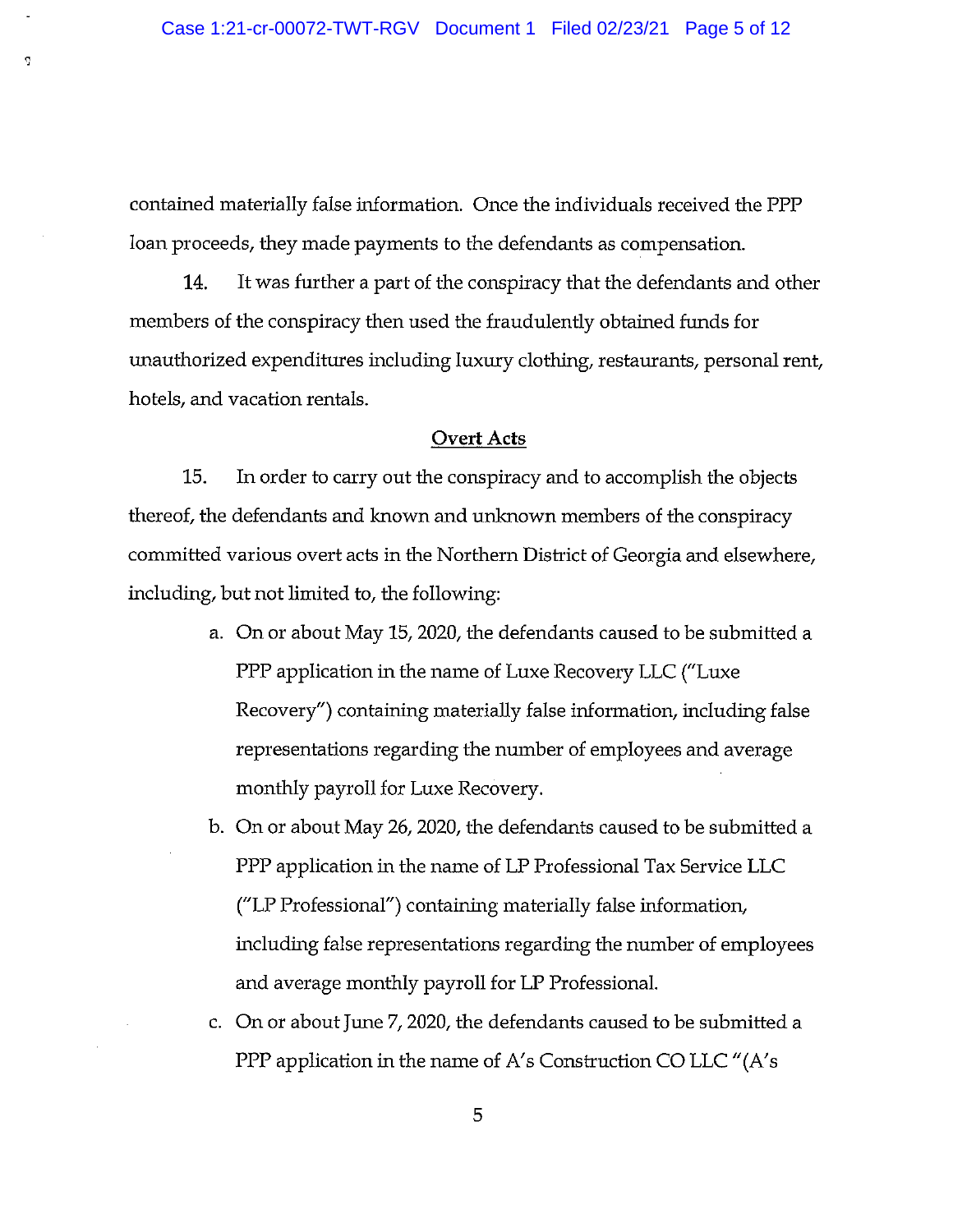contained materially false information. Once the individuals received the PPP loan proceeds, they made payments to the defendants as compensation.

14. It was further a part of the conspiracy that the defendants and other members of the conspiracy then used the fraudulently obtained funds for unauthorized expenditures including luxury clothing, restaurants, personal rent, hotels, and vacation rentals.

<u>Overt Acts</u>

15. In order to carry out the conspiracy and to accomplish the objects thereof, the defendants and known and unknown members of the conspiracy committed various overt acts in the Northern District of Georgia and elsewhere, including, but not limited to, the following:

a. On or about May 15, 2020, the defendants caused to be submitted a PPP application in the name of Luxe Recovery LLC ("Luxe Recovery") containing materially false information, including false representations regarding the number of employees and average monthly payroll for Luxe Recovery.

b. On or about May 26, 2020, the defendants caused to be submitted a PPP application in the name of LP Professional Tax Service LLC ("LP Professional") containing materially false information, including false representations regarding the number of employees and average monthly payroll for LP Professional.

c. On or about June 7, 2020, the defendants caused to be submitted a PPP application in the name of A's Construction CO LLC "(A's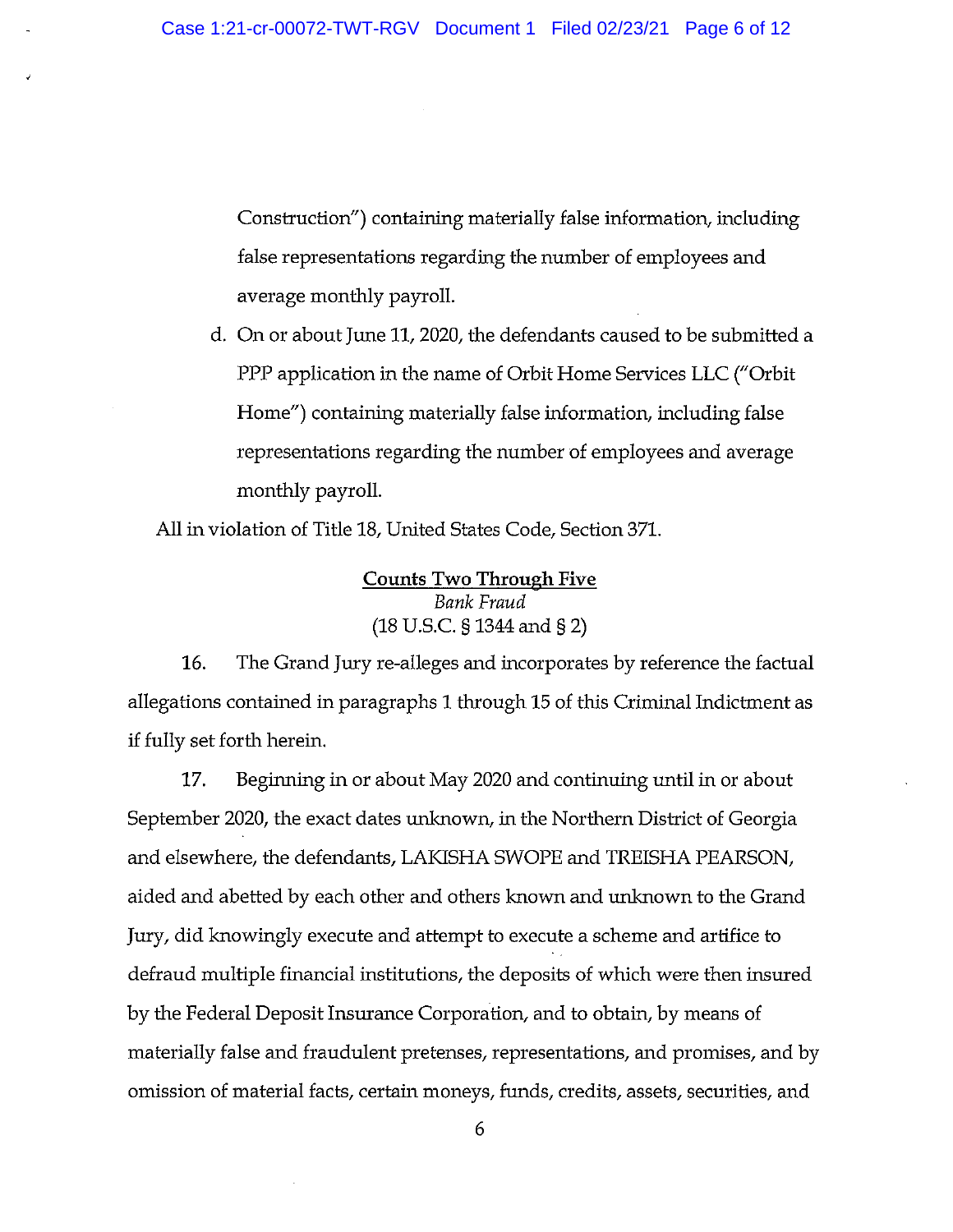Construction") containing materially false information, including false representations regarding the number of employees and average monthly payroll.

d. On or about June 11, 2020, the defendants caused to be submitted a PPP application in the name of Orbit Home Services LLC ("Orbit Home") containing materially false information, including false representations regarding the number of employees and average monthly payroll.

All in violation of Title 18, United States Code, Section 371.

**Counts Two Through Five**
*Bank Fraud*
(18 U.S.C. § 1344 and § 2)

16. The Grand Jury re-alleges and incorporates by reference the factual allegations contained in paragraphs 1 through 15 of this Criminal Indictment as if fully set forth herein.

17. Beginning in or about May 2020 and continuing until in or about September 2020, the exact dates unknown, in the Northern District of Georgia and elsewhere, the defendants, LAKISHA SWOPE and TREISHA PEARSON, aided and abetted by each other and others known and unknown to the Grand Jury, did knowingly execute and attempt to execute a scheme and artifice to defraud multiple financial institutions, the deposits of which were then insured by the Federal Deposit Insurance Corporation, and to obtain, by means of materially false and fraudulent pretenses, representations, and promises, and by omission of material facts, certain moneys, funds, credits, assets, securities, and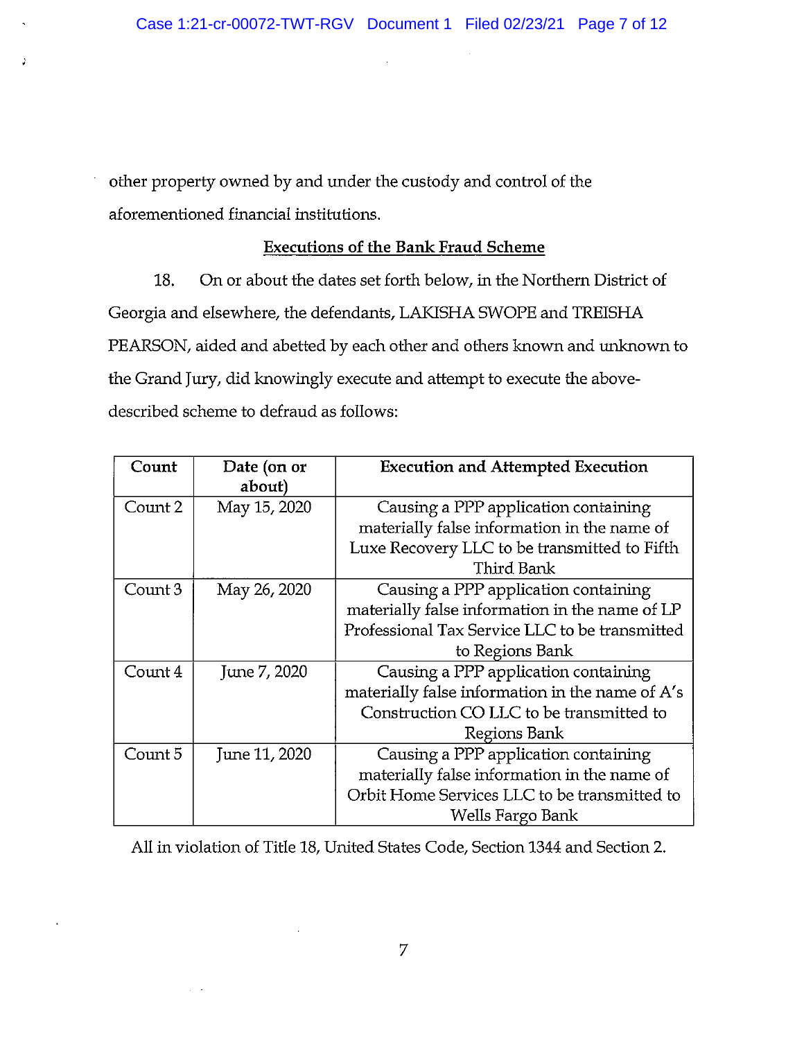other property owned by and under the custody and control of the aforementioned financial institutions.

**Executions of the Bank Fraud Scheme**

18. On or about the dates set forth below, in the Northern District of Georgia and elsewhere, the defendants, LAKISHA SWOPE and TREISHA PEARSON, aided and abetted by each other and others known and unknown to the Grand Jury, did knowingly execute and attempt to execute the above-described scheme to defraud as follows:

| Count | Date (on or about) | Execution and Attempted Execution |
|---|---|---|
| Count 2 | May 15, 2020 | Causing a PPP application containing materially false information in the name of Luxe Recovery LLC to be transmitted to Fifth Third Bank |
| Count 3 | May 26, 2020 | Causing a PPP application containing materially false information in the name of LP Professional Tax Service LLC to be transmitted to Regions Bank |
| Count 4 | June 7, 2020 | Causing a PPP application containing materially false information in the name of A's Construction CO LLC to be transmitted to Regions Bank |
| Count 5 | June 11, 2020 | Causing a PPP application containing materially false information in the name of Orbit Home Services LLC to be transmitted to Wells Fargo Bank |

All in violation of Title 18, United States Code, Section 1344 and Section 2.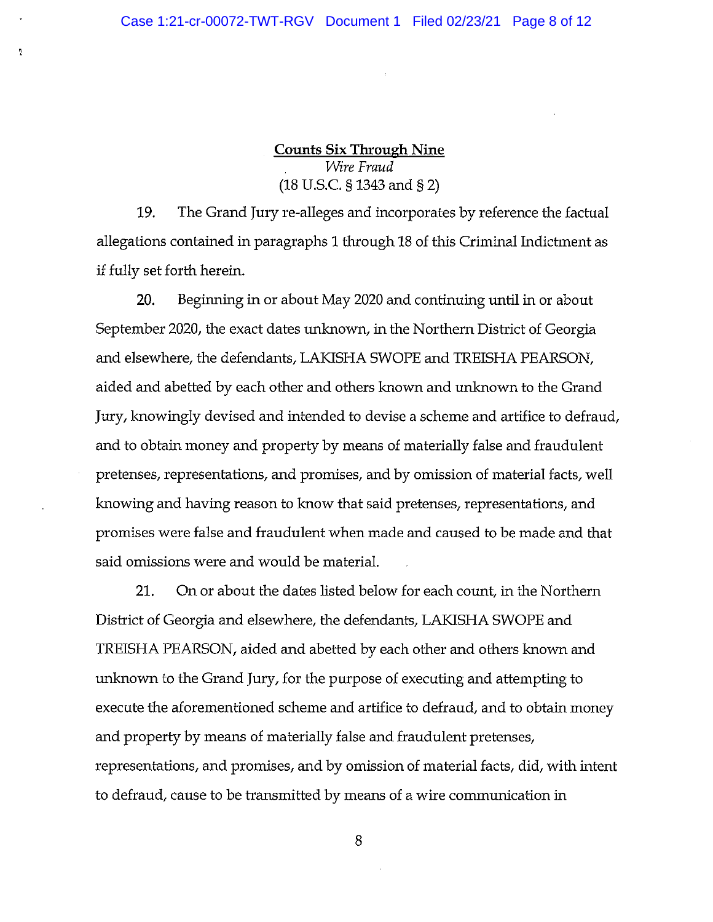**Counts Six Through Nine**
*Wire Fraud*
(18 U.S.C. § 1343 and § 2)

19. The Grand Jury re-alleges and incorporates by reference the factual allegations contained in paragraphs 1 through 18 of this Criminal Indictment as if fully set forth herein.

20. Beginning in or about May 2020 and continuing until in or about September 2020, the exact dates unknown, in the Northern District of Georgia and elsewhere, the defendants, LAKISHA SWOPE and TREISHA PEARSON, aided and abetted by each other and others known and unknown to the Grand Jury, knowingly devised and intended to devise a scheme and artifice to defraud, and to obtain money and property by means of materially false and fraudulent pretenses, representations, and promises, and by omission of material facts, well knowing and having reason to know that said pretenses, representations, and promises were false and fraudulent when made and caused to be made and that said omissions were and would be material.

21. On or about the dates listed below for each count, in the Northern District of Georgia and elsewhere, the defendants, LAKISHA SWOPE and TREISHA PEARSON, aided and abetted by each other and others known and unknown to the Grand Jury, for the purpose of executing and attempting to execute the aforementioned scheme and artifice to defraud, and to obtain money and property by means of materially false and fraudulent pretenses, representations, and promises, and by omission of material facts, did, with intent to defraud, cause to be transmitted by means of a wire communication in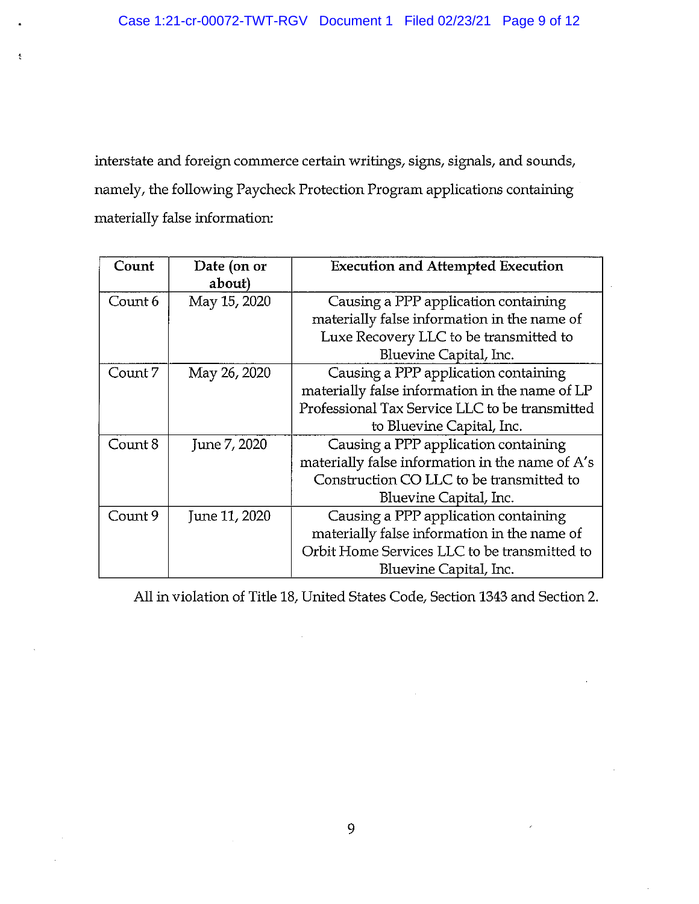interstate and foreign commerce certain writings, signs, signals, and sounds, namely, the following Paycheck Protection Program applications containing materially false information:

| Count | Date (on or about) | Execution and Attempted Execution |
|---|---|---|
| Count 6 | May 15, 2020 | Causing a PPP application containing materially false information in the name of Luxe Recovery LLC to be transmitted to Bluevine Capital, Inc. |
| Count 7 | May 26, 2020 | Causing a PPP application containing materially false information in the name of LP Professional Tax Service LLC to be transmitted to Bluevine Capital, Inc. |
| Count 8 | June 7, 2020 | Causing a PPP application containing materially false information in the name of A's Construction CO LLC to be transmitted to Bluevine Capital, Inc. |
| Count 9 | June 11, 2020 | Causing a PPP application containing materially false information in the name of Orbit Home Services LLC to be transmitted to Bluevine Capital, Inc. |

All in violation of Title 18, United States Code, Section 1343 and Section 2.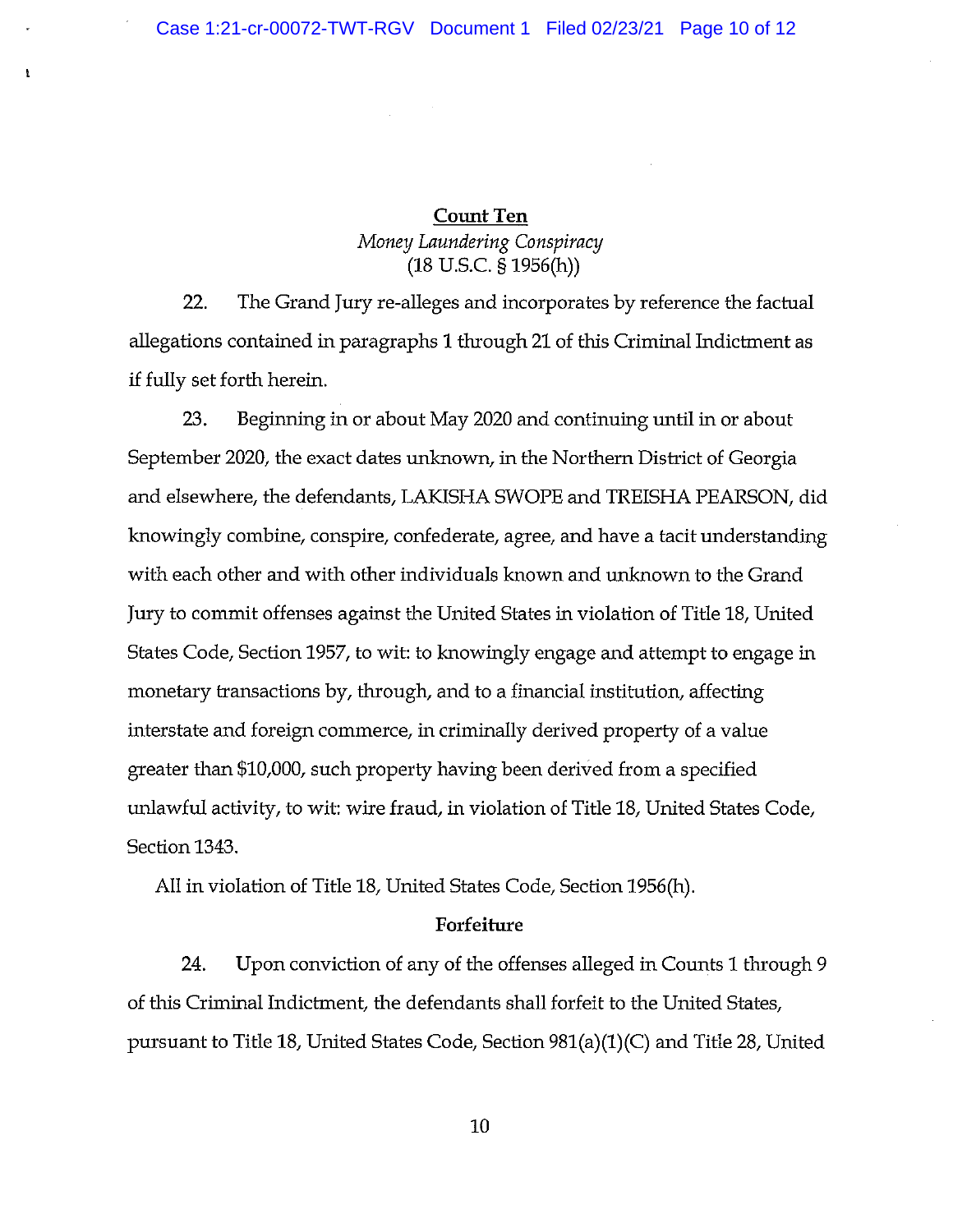## Count Ten

*Money Laundering Conspiracy*
(18 U.S.C. § 1956(h))

22. The Grand Jury re-alleges and incorporates by reference the factual allegations contained in paragraphs 1 through 21 of this Criminal Indictment as if fully set forth herein.

23. Beginning in or about May 2020 and continuing until in or about September 2020, the exact dates unknown, in the Northern District of Georgia and elsewhere, the defendants, LAKISHA SWOPE and TREISHA PEARSON, did knowingly combine, conspire, confederate, agree, and have a tacit understanding with each other and with other individuals known and unknown to the Grand Jury to commit offenses against the United States in violation of Title 18, United States Code, Section 1957, to wit: to knowingly engage and attempt to engage in monetary transactions by, through, and to a financial institution, affecting interstate and foreign commerce, in criminally derived property of a value greater than $10,000, such property having been derived from a specified unlawful activity, to wit: wire fraud, in violation of Title 18, United States Code, Section 1343.

All in violation of Title 18, United States Code, Section 1956(h).

**Forfeiture**

24. Upon conviction of any of the offenses alleged in Counts 1 through 9 of this Criminal Indictment, the defendants shall forfeit to the United States, pursuant to Title 18, United States Code, Section 981(a)(1)(C) and Title 28, United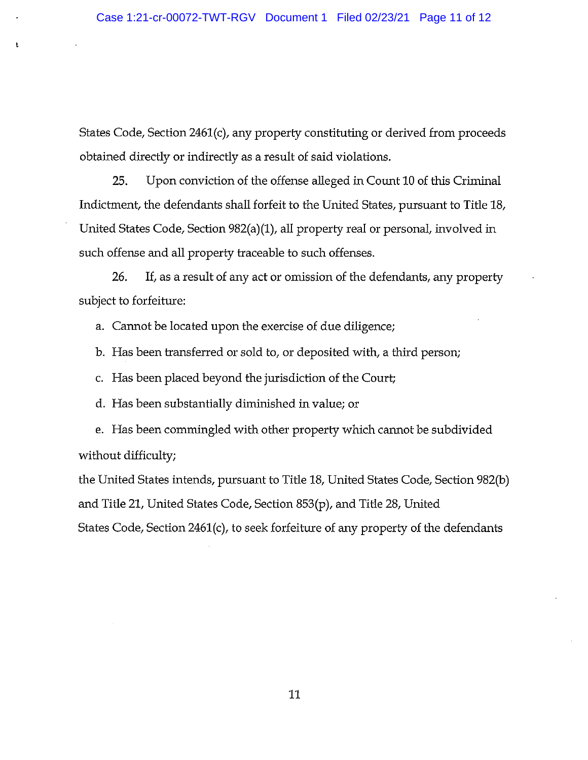States Code, Section 2461(c), any property constituting or derived from proceeds obtained directly or indirectly as a result of said violations.

25. Upon conviction of the offense alleged in Count 10 of this Criminal Indictment, the defendants shall forfeit to the United States, pursuant to Title 18, United States Code, Section 982(a)(1), all property real or personal, involved in such offense and all property traceable to such offenses.

26. If, as a result of any act or omission of the defendants, any property subject to forfeiture:

a. Cannot be located upon the exercise of due diligence;

b. Has been transferred or sold to, or deposited with, a third person;

c. Has been placed beyond the jurisdiction of the Court;

d. Has been substantially diminished in value; or

e. Has been commingled with other property which cannot be subdivided without difficulty;

the United States intends, pursuant to Title 18, United States Code, Section 982(b) and Title 21, United States Code, Section 853(p), and Title 28, United States Code, Section 2461(c), to seek forfeiture of any property of the defendants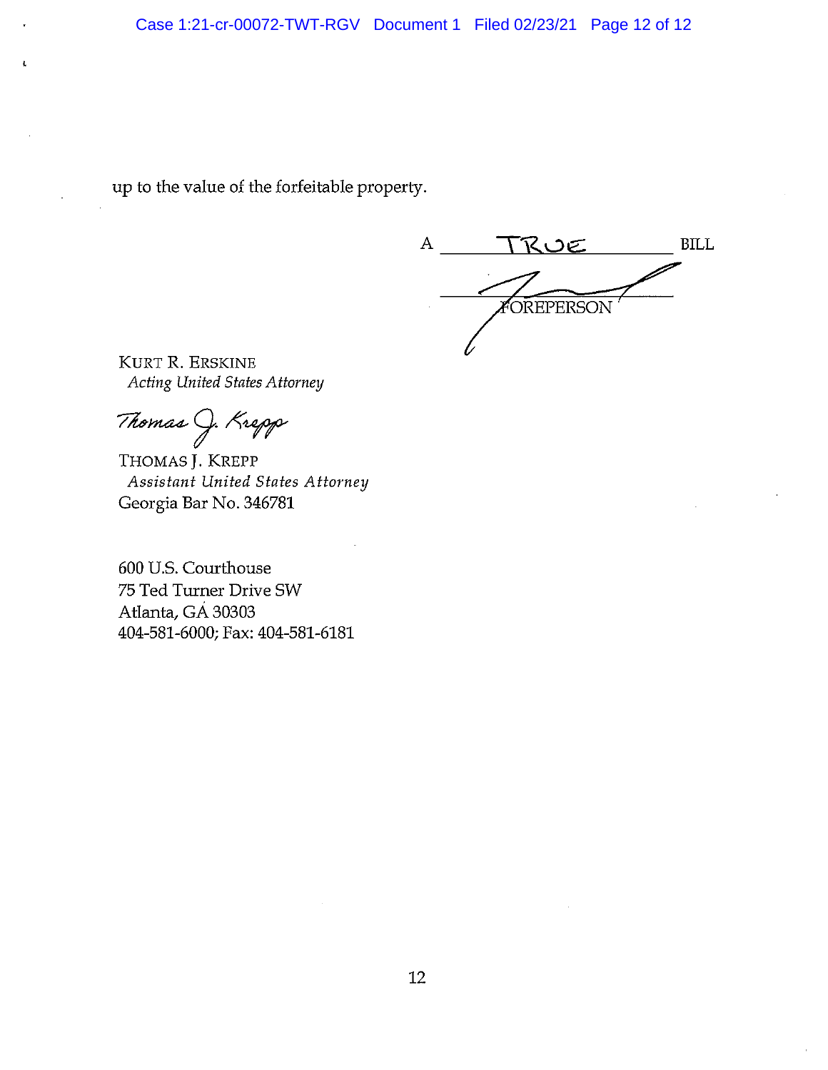up to the value of the forfeitable property.

A TRUE BILL

FOREPERSON

KURT R. ERSKINE
*Acting United States Attorney*

THOMAS J. KREPP
*Assistant United States Attorney*
Georgia Bar No. 346781

600 U.S. Courthouse
75 Ted Turner Drive SW
Atlanta, GA 30303
404-581-6000; Fax: 404-581-6181